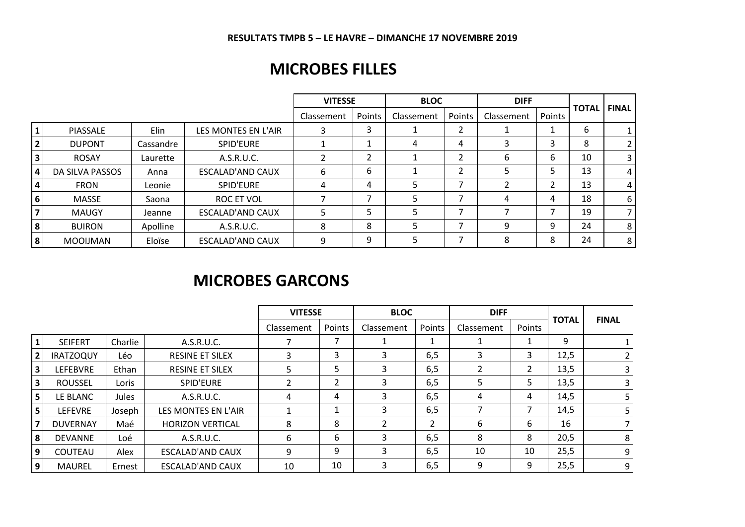**RESULTATS TMPB 5 – LE HAVRE – DIMANCHE 17 NOVEMBRE 2019**

# MICROBES FILLES

| | | | | VITESSE | | BLOC | | DIFF | | TOTAL | FINAL |
|---|---|---|---|---|---|---|---|---|---|---|---|
| | | | | Classement | Points | Classement | Points | Classement | Points | | |
| 1 | PIASSALE | Elin | LES MONTES EN L'AIR | 3 | 3 | 1 | 2 | 1 | 1 | 6 | 1 |
| 2 | DUPONT | Cassandre | SPID'EURE | 1 | 1 | 4 | 4 | 3 | 3 | 8 | 2 |
| 3 | ROSAY | Laurette | A.S.R.U.C. | 2 | 2 | 1 | 2 | 6 | 6 | 10 | 3 |
| 4 | DA SILVA PASSOS | Anna | ESCALAD'AND CAUX | 6 | 6 | 1 | 2 | 5 | 5 | 13 | 4 |
| 4 | FRON | Leonie | SPID'EURE | 4 | 4 | 5 | 7 | 2 | 2 | 13 | 4 |
| 6 | MASSE | Saona | ROC ET VOL | 7 | 7 | 5 | 7 | 4 | 4 | 18 | 6 |
| 7 | MAUGY | Jeanne | ESCALAD'AND CAUX | 5 | 5 | 5 | 7 | 7 | 7 | 19 | 7 |
| 8 | BUIRON | Apolline | A.S.R.U.C. | 8 | 8 | 5 | 7 | 9 | 9 | 24 | 8 |
| 8 | MOOIJMAN | Eloïse | ESCALAD'AND CAUX | 9 | 9 | 5 | 7 | 8 | 8 | 24 | 8 |

# MICROBES GARCONS

| | | | | VITESSE | | BLOC | | DIFF | | TOTAL | FINAL |
|---|---|---|---|---|---|---|---|---|---|---|---|
| | | | | Classement | Points | Classement | Points | Classement | Points | | |
| 1 | SEIFERT | Charlie | A.S.R.U.C. | 7 | 7 | 1 | 1 | 1 | 1 | 9 | 1 |
| 2 | IRATZOQUY | Léo | RESINE ET SILEX | 3 | 3 | 3 | 6,5 | 3 | 3 | 12,5 | 2 |
| 3 | LEFEBVRE | Ethan | RESINE ET SILEX | 5 | 5 | 3 | 6,5 | 2 | 2 | 13,5 | 3 |
| 3 | ROUSSEL | Loris | SPID'EURE | 2 | 2 | 3 | 6,5 | 5 | 5 | 13,5 | 3 |
| 5 | LE BLANC | Jules | A.S.R.U.C. | 4 | 4 | 3 | 6,5 | 4 | 4 | 14,5 | 5 |
| 5 | LEFEVRE | Joseph | LES MONTES EN L'AIR | 1 | 1 | 3 | 6,5 | 7 | 7 | 14,5 | 5 |
| 7 | DUVERNAY | Maé | HORIZON VERTICAL | 8 | 8 | 2 | 2 | 6 | 6 | 16 | 7 |
| 8 | DEVANNE | Loé | A.S.R.U.C. | 6 | 6 | 3 | 6,5 | 8 | 8 | 20,5 | 8 |
| 9 | COUTEAU | Alex | ESCALAD'AND CAUX | 9 | 9 | 3 | 6,5 | 10 | 10 | 25,5 | 9 |
| 9 | MAUREL | Ernest | ESCALAD'AND CAUX | 10 | 10 | 3 | 6,5 | 9 | 9 | 25,5 | 9 |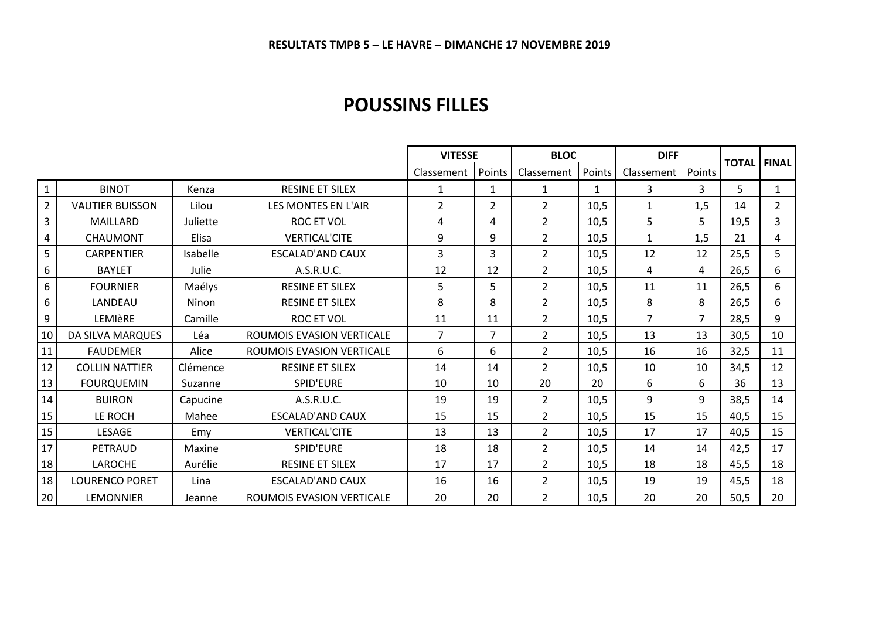**RESULTATS TMPB 5 – LE HAVRE – DIMANCHE 17 NOVEMBRE 2019**

# POUSSINS FILLES

| | | | | VITESSE | | BLOC | | DIFF | | TOTAL | FINAL |
|---|---|---|---|---|---|---|---|---|---|---|---|
| | | | | Classement | Points | Classement | Points | Classement | Points | | |
| 1 | BINOT | Kenza | RESINE ET SILEX | 1 | 1 | 1 | 1 | 3 | 3 | 5 | 1 |
| 2 | VAUTIER BUISSON | Lilou | LES MONTES EN L'AIR | 2 | 2 | 2 | 10,5 | 1 | 1,5 | 14 | 2 |
| 3 | MAILLARD | Juliette | ROC ET VOL | 4 | 4 | 2 | 10,5 | 5 | 5 | 19,5 | 3 |
| 4 | CHAUMONT | Elisa | VERTICAL'CITE | 9 | 9 | 2 | 10,5 | 1 | 1,5 | 21 | 4 |
| 5 | CARPENTIER | Isabelle | ESCALAD'AND CAUX | 3 | 3 | 2 | 10,5 | 12 | 12 | 25,5 | 5 |
| 6 | BAYLET | Julie | A.S.R.U.C. | 12 | 12 | 2 | 10,5 | 4 | 4 | 26,5 | 6 |
| 6 | FOURNIER | Maélys | RESINE ET SILEX | 5 | 5 | 2 | 10,5 | 11 | 11 | 26,5 | 6 |
| 6 | LANDEAU | Ninon | RESINE ET SILEX | 8 | 8 | 2 | 10,5 | 8 | 8 | 26,5 | 6 |
| 9 | LEMIèRE | Camille | ROC ET VOL | 11 | 11 | 2 | 10,5 | 7 | 7 | 28,5 | 9 |
| 10 | DA SILVA MARQUES | Léa | ROUMOIS EVASION VERTICALE | 7 | 7 | 2 | 10,5 | 13 | 13 | 30,5 | 10 |
| 11 | FAUDEMER | Alice | ROUMOIS EVASION VERTICALE | 6 | 6 | 2 | 10,5 | 16 | 16 | 32,5 | 11 |
| 12 | COLLIN NATTIER | Clémence | RESINE ET SILEX | 14 | 14 | 2 | 10,5 | 10 | 10 | 34,5 | 12 |
| 13 | FOURQUEMIN | Suzanne | SPID'EURE | 10 | 10 | 20 | 20 | 6 | 6 | 36 | 13 |
| 14 | BUIRON | Capucine | A.S.R.U.C. | 19 | 19 | 2 | 10,5 | 9 | 9 | 38,5 | 14 |
| 15 | LE ROCH | Mahee | ESCALAD'AND CAUX | 15 | 15 | 2 | 10,5 | 15 | 15 | 40,5 | 15 |
| 15 | LESAGE | Emy | VERTICAL'CITE | 13 | 13 | 2 | 10,5 | 17 | 17 | 40,5 | 15 |
| 17 | PETRAUD | Maxine | SPID'EURE | 18 | 18 | 2 | 10,5 | 14 | 14 | 42,5 | 17 |
| 18 | LAROCHE | Aurélie | RESINE ET SILEX | 17 | 17 | 2 | 10,5 | 18 | 18 | 45,5 | 18 |
| 18 | LOURENCO PORET | Lina | ESCALAD'AND CAUX | 16 | 16 | 2 | 10,5 | 19 | 19 | 45,5 | 18 |
| 20 | LEMONNIER | Jeanne | ROUMOIS EVASION VERTICALE | 20 | 20 | 2 | 10,5 | 20 | 20 | 50,5 | 20 |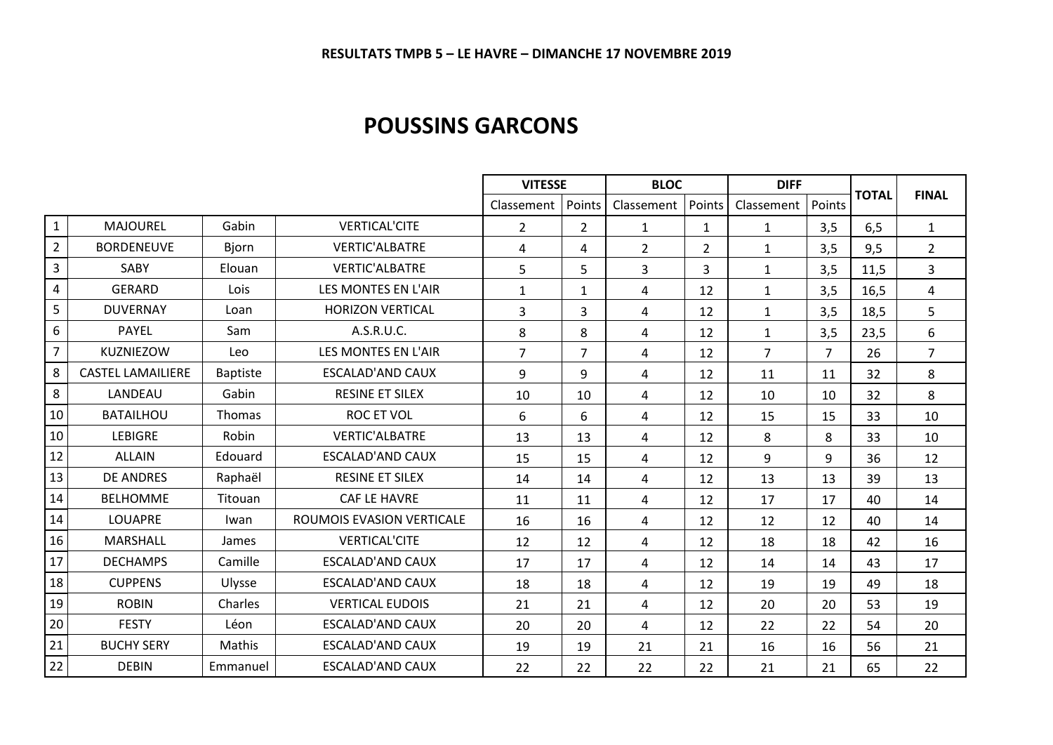**RESULTATS TMPB 5 – LE HAVRE – DIMANCHE 17 NOVEMBRE 2019**

# POUSSINS GARCONS

| | | | | VITESSE | | BLOC | | DIFF | | TOTAL | FINAL |
|---|---|---|---|---|---|---|---|---|---|---|---|
| | | | | Classement | Points | Classement | Points | Classement | Points | | |
| 1 | MAJOUREL | Gabin | VERTICAL'CITE | 2 | 2 | 1 | 1 | 1 | 3,5 | 6,5 | 1 |
| 2 | BORDENEUVE | Bjorn | VERTIC'ALBATRE | 4 | 4 | 2 | 2 | 1 | 3,5 | 9,5 | 2 |
| 3 | SABY | Elouan | VERTIC'ALBATRE | 5 | 5 | 3 | 3 | 1 | 3,5 | 11,5 | 3 |
| 4 | GERARD | Lois | LES MONTES EN L'AIR | 1 | 1 | 4 | 12 | 1 | 3,5 | 16,5 | 4 |
| 5 | DUVERNAY | Loan | HORIZON VERTICAL | 3 | 3 | 4 | 12 | 1 | 3,5 | 18,5 | 5 |
| 6 | PAYEL | Sam | A.S.R.U.C. | 8 | 8 | 4 | 12 | 1 | 3,5 | 23,5 | 6 |
| 7 | KUZNIEZOW | Leo | LES MONTES EN L'AIR | 7 | 7 | 4 | 12 | 7 | 7 | 26 | 7 |
| 8 | CASTEL LAMAILIERE | Baptiste | ESCALAD'AND CAUX | 9 | 9 | 4 | 12 | 11 | 11 | 32 | 8 |
| 8 | LANDEAU | Gabin | RESINE ET SILEX | 10 | 10 | 4 | 12 | 10 | 10 | 32 | 8 |
| 10 | BATAILHOU | Thomas | ROC ET VOL | 6 | 6 | 4 | 12 | 15 | 15 | 33 | 10 |
| 10 | LEBIGRE | Robin | VERTIC'ALBATRE | 13 | 13 | 4 | 12 | 8 | 8 | 33 | 10 |
| 12 | ALLAIN | Edouard | ESCALAD'AND CAUX | 15 | 15 | 4 | 12 | 9 | 9 | 36 | 12 |
| 13 | DE ANDRES | Raphaël | RESINE ET SILEX | 14 | 14 | 4 | 12 | 13 | 13 | 39 | 13 |
| 14 | BELHOMME | Titouan | CAF LE HAVRE | 11 | 11 | 4 | 12 | 17 | 17 | 40 | 14 |
| 14 | LOUAPRE | Iwan | ROUMOIS EVASION VERTICALE | 16 | 16 | 4 | 12 | 12 | 12 | 40 | 14 |
| 16 | MARSHALL | James | VERTICAL'CITE | 12 | 12 | 4 | 12 | 18 | 18 | 42 | 16 |
| 17 | DECHAMPS | Camille | ESCALAD'AND CAUX | 17 | 17 | 4 | 12 | 14 | 14 | 43 | 17 |
| 18 | CUPPENS | Ulysse | ESCALAD'AND CAUX | 18 | 18 | 4 | 12 | 19 | 19 | 49 | 18 |
| 19 | ROBIN | Charles | VERTICAL EUDOIS | 21 | 21 | 4 | 12 | 20 | 20 | 53 | 19 |
| 20 | FESTY | Léon | ESCALAD'AND CAUX | 20 | 20 | 4 | 12 | 22 | 22 | 54 | 20 |
| 21 | BUCHY SERY | Mathis | ESCALAD'AND CAUX | 19 | 19 | 21 | 21 | 16 | 16 | 56 | 21 |
| 22 | DEBIN | Emmanuel | ESCALAD'AND CAUX | 22 | 22 | 22 | 22 | 21 | 21 | 65 | 22 |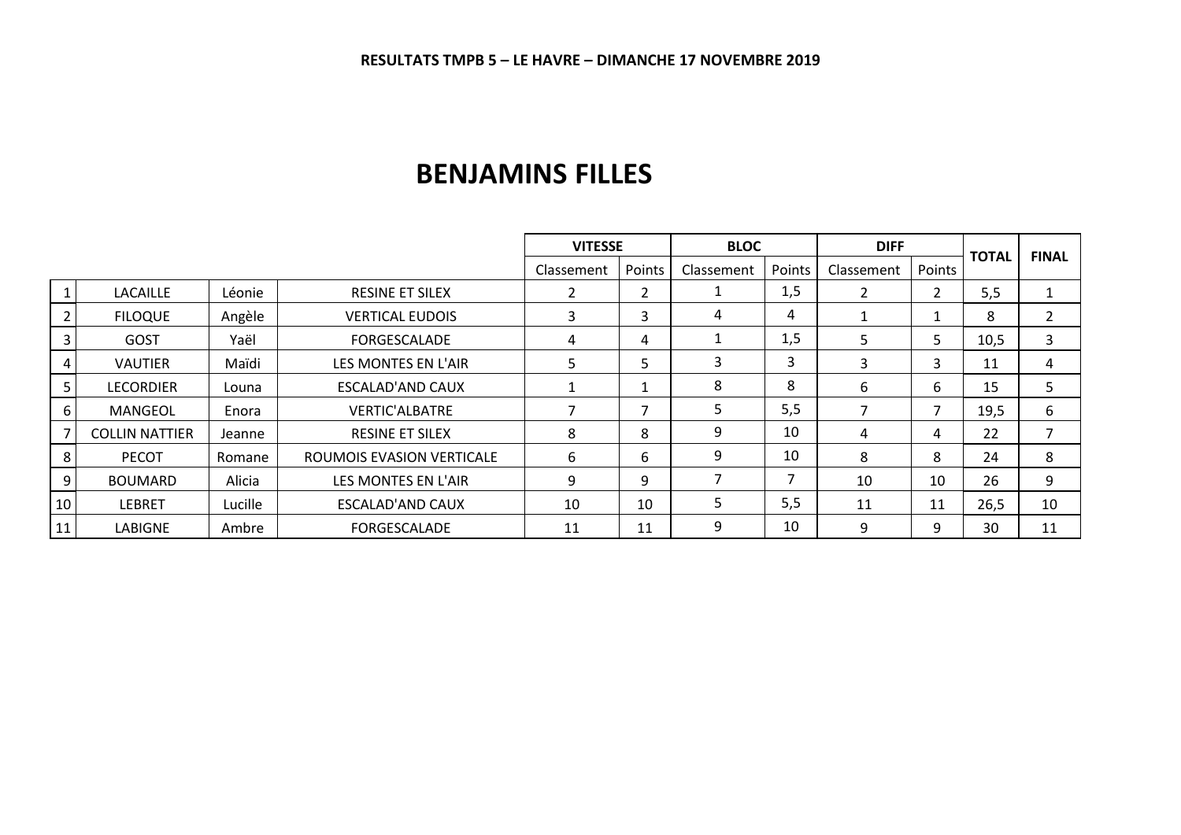**RESULTATS TMPB 5 – LE HAVRE – DIMANCHE 17 NOVEMBRE 2019**

# BENJAMINS FILLES

| | | | | VITESSE | | BLOC | | DIFF | | TOTAL | FINAL |
|---|---|---|---|---|---|---|---|---|---|---|---|
| | | | | Classement | Points | Classement | Points | Classement | Points | | |
| 1 | LACAILLE | Léonie | RESINE ET SILEX | 2 | 2 | 1 | 1,5 | 2 | 2 | 5,5 | 1 |
| 2 | FILOQUE | Angèle | VERTICAL EUDOIS | 3 | 3 | 4 | 4 | 1 | 1 | 8 | 2 |
| 3 | GOST | Yaël | FORGESCALADE | 4 | 4 | 1 | 1,5 | 5 | 5 | 10,5 | 3 |
| 4 | VAUTIER | Maïdi | LES MONTES EN L'AIR | 5 | 5 | 3 | 3 | 3 | 3 | 11 | 4 |
| 5 | LECORDIER | Louna | ESCALAD'AND CAUX | 1 | 1 | 8 | 8 | 6 | 6 | 15 | 5 |
| 6 | MANGEOL | Enora | VERTIC'ALBATRE | 7 | 7 | 5 | 5,5 | 7 | 7 | 19,5 | 6 |
| 7 | COLLIN NATTIER | Jeanne | RESINE ET SILEX | 8 | 8 | 9 | 10 | 4 | 4 | 22 | 7 |
| 8 | PECOT | Romane | ROUMOIS EVASION VERTICALE | 6 | 6 | 9 | 10 | 8 | 8 | 24 | 8 |
| 9 | BOUMARD | Alicia | LES MONTES EN L'AIR | 9 | 9 | 7 | 7 | 10 | 10 | 26 | 9 |
| 10 | LEBRET | Lucille | ESCALAD'AND CAUX | 10 | 10 | 5 | 5,5 | 11 | 11 | 26,5 | 10 |
| 11 | LABIGNE | Ambre | FORGESCALADE | 11 | 11 | 9 | 10 | 9 | 9 | 30 | 11 |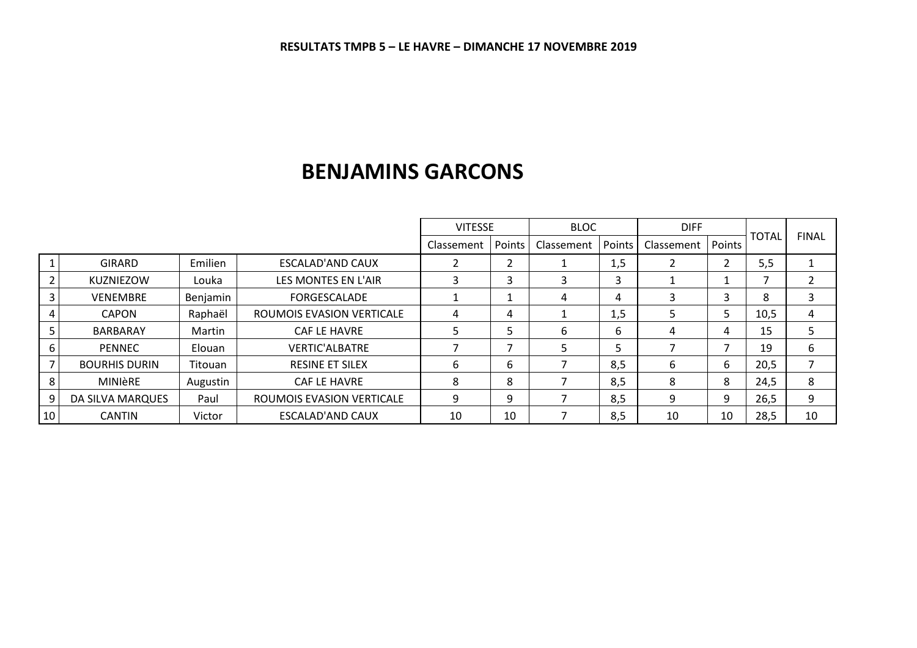**RESULTATS TMPB 5 – LE HAVRE – DIMANCHE 17 NOVEMBRE 2019**

# BENJAMINS GARCONS

| | | | | VITESSE | | BLOC | | DIFF | | TOTAL | FINAL |
|---|---|---|---|---|---|---|---|---|---|---|---|
| | | | | Classement | Points | Classement | Points | Classement | Points | | |
| 1 | GIRARD | Emilien | ESCALAD'AND CAUX | 2 | 2 | 1 | 1,5 | 2 | 2 | 5,5 | 1 |
| 2 | KUZNIEZOW | Louka | LES MONTES EN L'AIR | 3 | 3 | 3 | 3 | 1 | 1 | 7 | 2 |
| 3 | VENEMBRE | Benjamin | FORGESCALADE | 1 | 1 | 4 | 4 | 3 | 3 | 8 | 3 |
| 4 | CAPON | Raphaël | ROUMOIS EVASION VERTICALE | 4 | 4 | 1 | 1,5 | 5 | 5 | 10,5 | 4 |
| 5 | BARBARAY | Martin | CAF LE HAVRE | 5 | 5 | 6 | 6 | 4 | 4 | 15 | 5 |
| 6 | PENNEC | Elouan | VERTIC'ALBATRE | 7 | 7 | 5 | 5 | 7 | 7 | 19 | 6 |
| 7 | BOURHIS DURIN | Titouan | RESINE ET SILEX | 6 | 6 | 7 | 8,5 | 6 | 6 | 20,5 | 7 |
| 8 | MINIèRE | Augustin | CAF LE HAVRE | 8 | 8 | 7 | 8,5 | 8 | 8 | 24,5 | 8 |
| 9 | DA SILVA MARQUES | Paul | ROUMOIS EVASION VERTICALE | 9 | 9 | 7 | 8,5 | 9 | 9 | 26,5 | 9 |
| 10 | CANTIN | Victor | ESCALAD'AND CAUX | 10 | 10 | 7 | 8,5 | 10 | 10 | 28,5 | 10 |